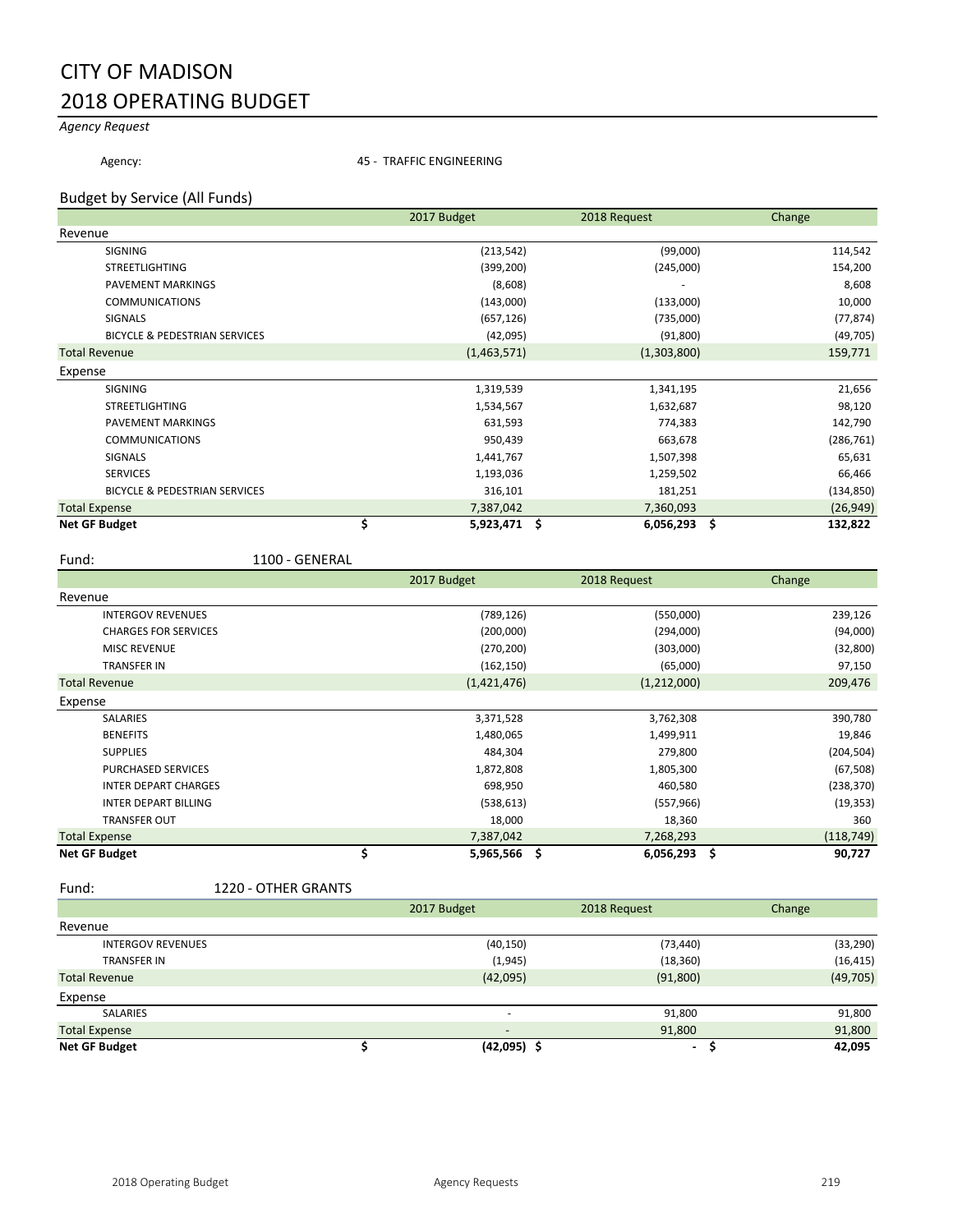# CITY OF MADISON

## 2018 OPERATING BUDGET

*Agency Request*

Agency: 45 - TRAFFIC ENGINEERING

### Budget by Service (All Funds)

| | 2017 Budget | 2018 Request | Change |
|---|---|---|---|
| **Revenue** | | | |
| SIGNING | (213,542) | (99,000) | 114,542 |
| STREETLIGHTING | (399,200) | (245,000) | 154,200 |
| PAVEMENT MARKINGS | (8,608) | - | 8,608 |
| COMMUNICATIONS | (143,000) | (133,000) | 10,000 |
| SIGNALS | (657,126) | (735,000) | (77,874) |
| BICYCLE & PEDESTRIAN SERVICES | (42,095) | (91,800) | (49,705) |
| Total Revenue | (1,463,571) | (1,303,800) | 159,771 |
| **Expense** | | | |
| SIGNING | 1,319,539 | 1,341,195 | 21,656 |
| STREETLIGHTING | 1,534,567 | 1,632,687 | 98,120 |
| PAVEMENT MARKINGS | 631,593 | 774,383 | 142,790 |
| COMMUNICATIONS | 950,439 | 663,678 | (286,761) |
| SIGNALS | 1,441,767 | 1,507,398 | 65,631 |
| SERVICES | 1,193,036 | 1,259,502 | 66,466 |
| BICYCLE & PEDESTRIAN SERVICES | 316,101 | 181,251 | (134,850) |
| Total Expense | 7,387,042 | 7,360,093 | (26,949) |
| **Net GF Budget** | **$ 5,923,471** | **$ 6,056,293** | **$ 132,822** |

Fund: 1100 - GENERAL

| | 2017 Budget | 2018 Request | Change |
|---|---|---|---|
| **Revenue** | | | |
| INTERGOV REVENUES | (789,126) | (550,000) | 239,126 |
| CHARGES FOR SERVICES | (200,000) | (294,000) | (94,000) |
| MISC REVENUE | (270,200) | (303,000) | (32,800) |
| TRANSFER IN | (162,150) | (65,000) | 97,150 |
| Total Revenue | (1,421,476) | (1,212,000) | 209,476 |
| **Expense** | | | |
| SALARIES | 3,371,528 | 3,762,308 | 390,780 |
| BENEFITS | 1,480,065 | 1,499,911 | 19,846 |
| SUPPLIES | 484,304 | 279,800 | (204,504) |
| PURCHASED SERVICES | 1,872,808 | 1,805,300 | (67,508) |
| INTER DEPART CHARGES | 698,950 | 460,580 | (238,370) |
| INTER DEPART BILLING | (538,613) | (557,966) | (19,353) |
| TRANSFER OUT | 18,000 | 18,360 | 360 |
| Total Expense | 7,387,042 | 7,268,293 | (118,749) |
| **Net GF Budget** | **$ 5,965,566** | **$ 6,056,293** | **$ 90,727** |

Fund: 1220 - OTHER GRANTS

| | 2017 Budget | 2018 Request | Change |
|---|---|---|---|
| **Revenue** | | | |
| INTERGOV REVENUES | (40,150) | (73,440) | (33,290) |
| TRANSFER IN | (1,945) | (18,360) | (16,415) |
| Total Revenue | (42,095) | (91,800) | (49,705) |
| **Expense** | | | |
| SALARIES | - | 91,800 | 91,800 |
| Total Expense | - | 91,800 | 91,800 |
| **Net GF Budget** | **$ (42,095)** | **$ -** | **$ 42,095** |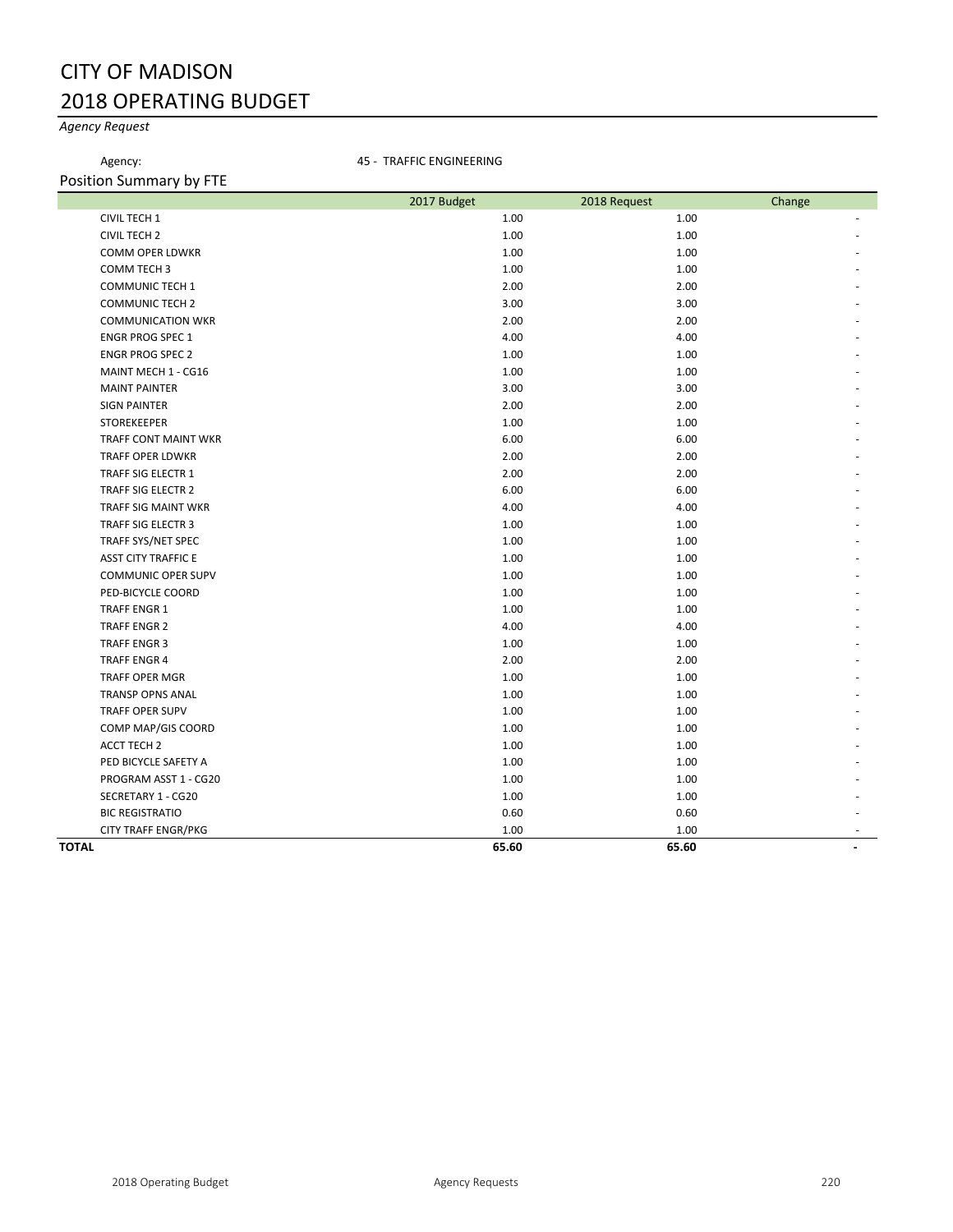# CITY OF MADISON

# 2018 OPERATING BUDGET

*Agency Request*

Agency: 45 - TRAFFIC ENGINEERING

## Position Summary by FTE

| | 2017 Budget | 2018 Request | Change |
|---|---|---|---|
| CIVIL TECH 1 | 1.00 | 1.00 | - |
| CIVIL TECH 2 | 1.00 | 1.00 | - |
| COMM OPER LDWKR | 1.00 | 1.00 | - |
| COMM TECH 3 | 1.00 | 1.00 | - |
| COMMUNIC TECH 1 | 2.00 | 2.00 | - |
| COMMUNIC TECH 2 | 3.00 | 3.00 | - |
| COMMUNICATION WKR | 2.00 | 2.00 | - |
| ENGR PROG SPEC 1 | 4.00 | 4.00 | - |
| ENGR PROG SPEC 2 | 1.00 | 1.00 | - |
| MAINT MECH 1 - CG16 | 1.00 | 1.00 | - |
| MAINT PAINTER | 3.00 | 3.00 | - |
| SIGN PAINTER | 2.00 | 2.00 | - |
| STOREKEEPER | 1.00 | 1.00 | - |
| TRAFF CONT MAINT WKR | 6.00 | 6.00 | - |
| TRAFF OPER LDWKR | 2.00 | 2.00 | - |
| TRAFF SIG ELECTR 1 | 2.00 | 2.00 | - |
| TRAFF SIG ELECTR 2 | 6.00 | 6.00 | - |
| TRAFF SIG MAINT WKR | 4.00 | 4.00 | - |
| TRAFF SIG ELECTR 3 | 1.00 | 1.00 | - |
| TRAFF SYS/NET SPEC | 1.00 | 1.00 | - |
| ASST CITY TRAFFIC E | 1.00 | 1.00 | - |
| COMMUNIC OPER SUPV | 1.00 | 1.00 | - |
| PED-BICYCLE COORD | 1.00 | 1.00 | - |
| TRAFF ENGR 1 | 1.00 | 1.00 | - |
| TRAFF ENGR 2 | 4.00 | 4.00 | - |
| TRAFF ENGR 3 | 1.00 | 1.00 | - |
| TRAFF ENGR 4 | 2.00 | 2.00 | - |
| TRAFF OPER MGR | 1.00 | 1.00 | - |
| TRANSP OPNS ANAL | 1.00 | 1.00 | - |
| TRAFF OPER SUPV | 1.00 | 1.00 | - |
| COMP MAP/GIS COORD | 1.00 | 1.00 | - |
| ACCT TECH 2 | 1.00 | 1.00 | - |
| PED BICYCLE SAFETY A | 1.00 | 1.00 | - |
| PROGRAM ASST 1 - CG20 | 1.00 | 1.00 | - |
| SECRETARY 1 - CG20 | 1.00 | 1.00 | - |
| BIC REGISTRATIO | 0.60 | 0.60 | - |
| CITY TRAFF ENGR/PKG | 1.00 | 1.00 | - |
| **TOTAL** | **65.60** | **65.60** | **-** |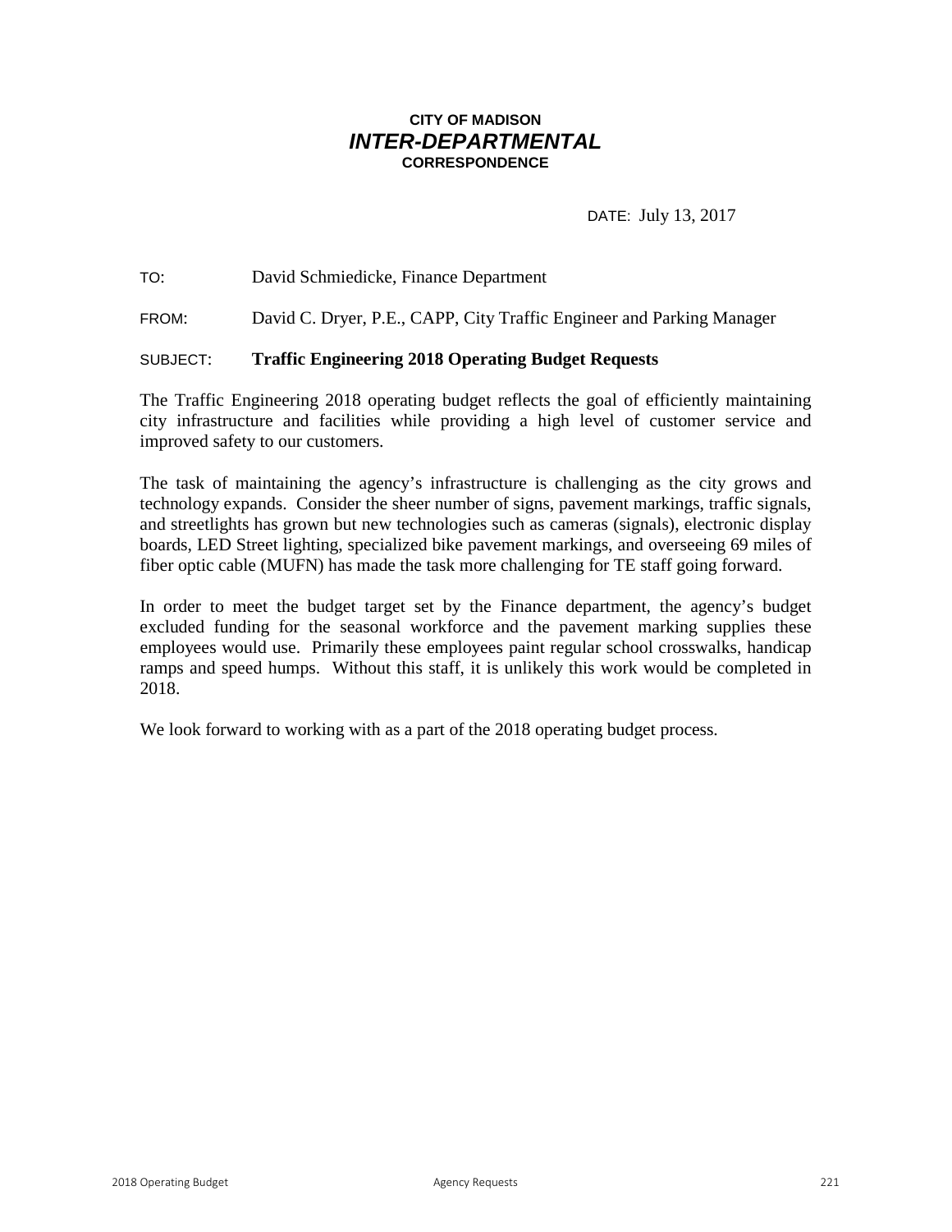**CITY OF MADISON**
***INTER-DEPARTMENTAL***
**CORRESPONDENCE**

DATE: July 13, 2017

TO: David Schmiedicke, Finance Department

FROM: David C. Dryer, P.E., CAPP, City Traffic Engineer and Parking Manager

SUBJECT: **Traffic Engineering 2018 Operating Budget Requests**

The Traffic Engineering 2018 operating budget reflects the goal of efficiently maintaining city infrastructure and facilities while providing a high level of customer service and improved safety to our customers.

The task of maintaining the agency's infrastructure is challenging as the city grows and technology expands. Consider the sheer number of signs, pavement markings, traffic signals, and streetlights has grown but new technologies such as cameras (signals), electronic display boards, LED Street lighting, specialized bike pavement markings, and overseeing 69 miles of fiber optic cable (MUFN) has made the task more challenging for TE staff going forward.

In order to meet the budget target set by the Finance department, the agency's budget excluded funding for the seasonal workforce and the pavement marking supplies these employees would use. Primarily these employees paint regular school crosswalks, handicap ramps and speed humps. Without this staff, it is unlikely this work would be completed in 2018.

We look forward to working with as a part of the 2018 operating budget process.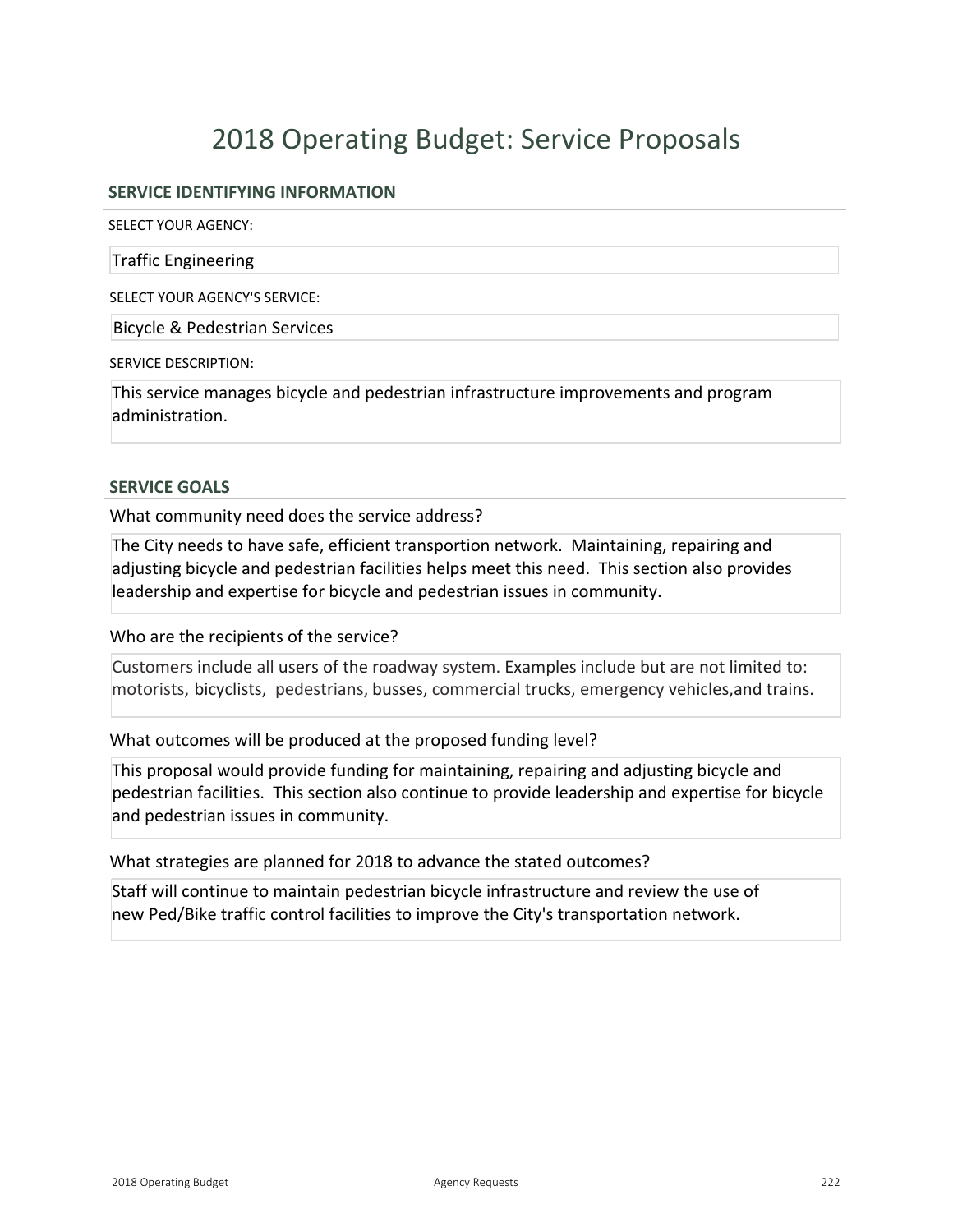# 2018 Operating Budget: Service Proposals

## SERVICE IDENTIFYING INFORMATION

SELECT YOUR AGENCY:

Traffic Engineering

SELECT YOUR AGENCY'S SERVICE:

Bicycle & Pedestrian Services

SERVICE DESCRIPTION:

This service manages bicycle and pedestrian infrastructure improvements and program administration.

## SERVICE GOALS

What community need does the service address?

The City needs to have safe, efficient transportion network. Maintaining, repairing and adjusting bicycle and pedestrian facilities helps meet this need. This section also provides leadership and expertise for bicycle and pedestrian issues in community.

Who are the recipients of the service?

Customers include all users of the roadway system. Examples include but are not limited to: motorists, bicyclists, pedestrians, busses, commercial trucks, emergency vehicles,and trains.

What outcomes will be produced at the proposed funding level?

This proposal would provide funding for maintaining, repairing and adjusting bicycle and pedestrian facilities. This section also continue to provide leadership and expertise for bicycle and pedestrian issues in community.

What strategies are planned for 2018 to advance the stated outcomes?

Staff will continue to maintain pedestrian bicycle infrastructure and review the use of new Ped/Bike traffic control facilities to improve the City's transportation network.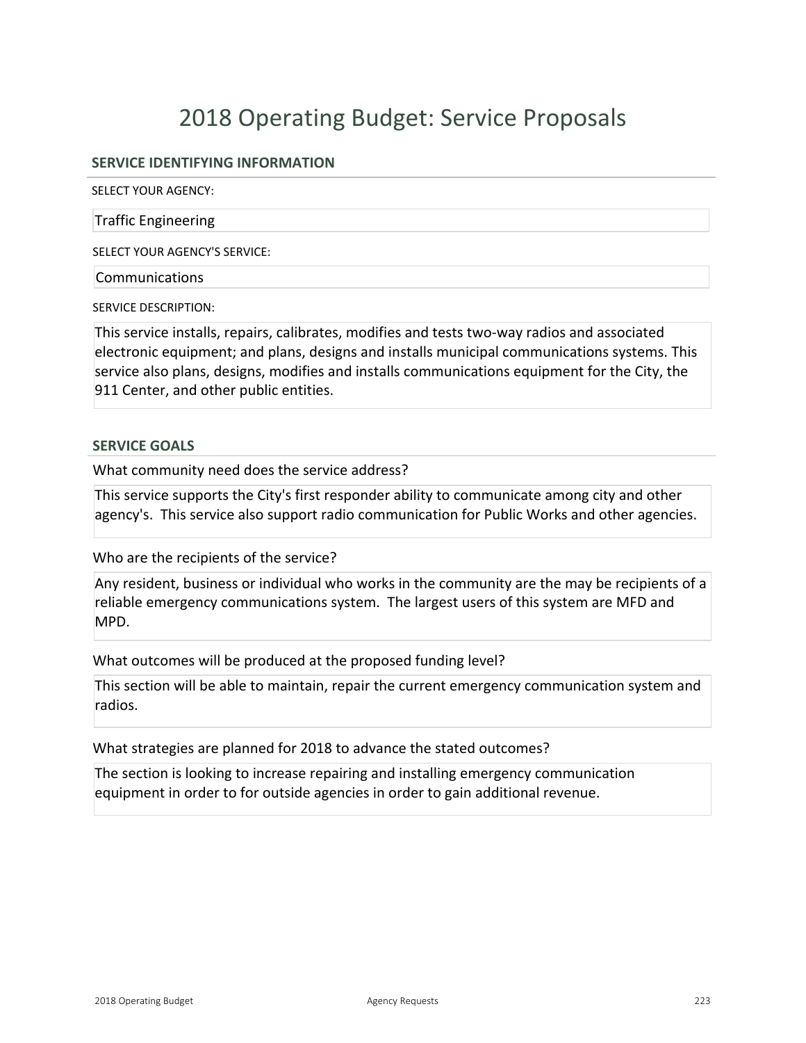# 2018 Operating Budget: Service Proposals

## SERVICE IDENTIFYING INFORMATION

SELECT YOUR AGENCY:

Traffic Engineering

SELECT YOUR AGENCY'S SERVICE:

Communications

SERVICE DESCRIPTION:

This service installs, repairs, calibrates, modifies and tests two-way radios and associated electronic equipment; and plans, designs and installs municipal communications systems. This service also plans, designs, modifies and installs communications equipment for the City, the 911 Center, and other public entities.

## SERVICE GOALS

What community need does the service address?

This service supports the City's first responder ability to communicate among city and other agency's. This service also support radio communication for Public Works and other agencies.

Who are the recipients of the service?

Any resident, business or individual who works in the community are the may be recipients of a reliable emergency communications system. The largest users of this system are MFD and MPD.

What outcomes will be produced at the proposed funding level?

This section will be able to maintain, repair the current emergency communication system and radios.

What strategies are planned for 2018 to advance the stated outcomes?

The section is looking to increase repairing and installing emergency communication equipment in order to for outside agencies in order to gain additional revenue.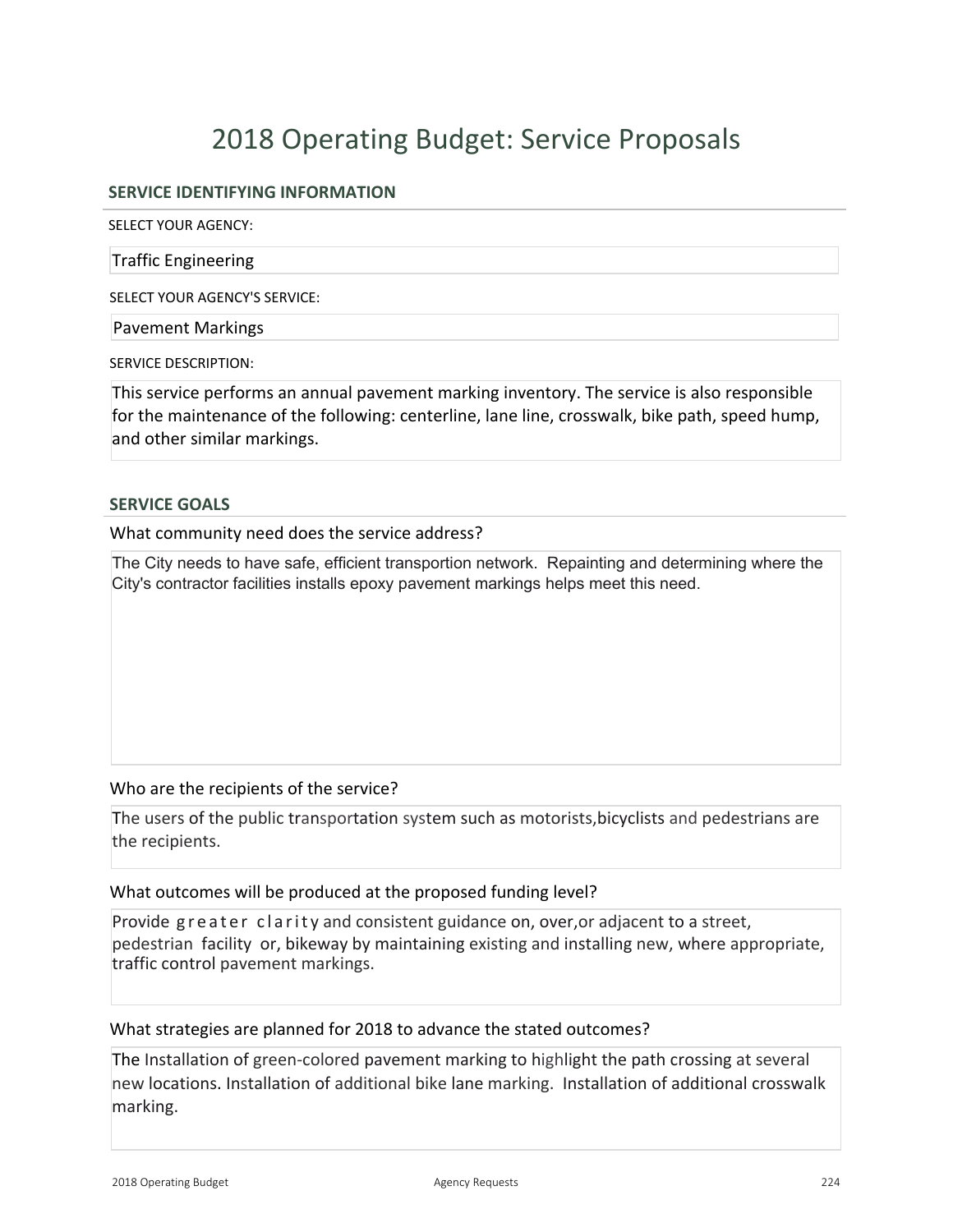# 2018 Operating Budget: Service Proposals

## SERVICE IDENTIFYING INFORMATION

SELECT YOUR AGENCY:

Traffic Engineering

SELECT YOUR AGENCY'S SERVICE:

Pavement Markings

SERVICE DESCRIPTION:

This service performs an annual pavement marking inventory. The service is also responsible for the maintenance of the following: centerline, lane line, crosswalk, bike path, speed hump, and other similar markings.

## SERVICE GOALS

What community need does the service address?

The City needs to have safe, efficient transportion network. Repainting and determining where the City's contractor facilities installs epoxy pavement markings helps meet this need.

Who are the recipients of the service?

The users of the public transportation system such as motorists,bicyclists and pedestrians are the recipients.

What outcomes will be produced at the proposed funding level?

Provide greater clarity and consistent guidance on, over,or adjacent to a street, pedestrian facility or, bikeway by maintaining existing and installing new, where appropriate, traffic control pavement markings.

What strategies are planned for 2018 to advance the stated outcomes?

The Installation of green-colored pavement marking to highlight the path crossing at several new locations. Installation of additional bike lane marking. Installation of additional crosswalk marking.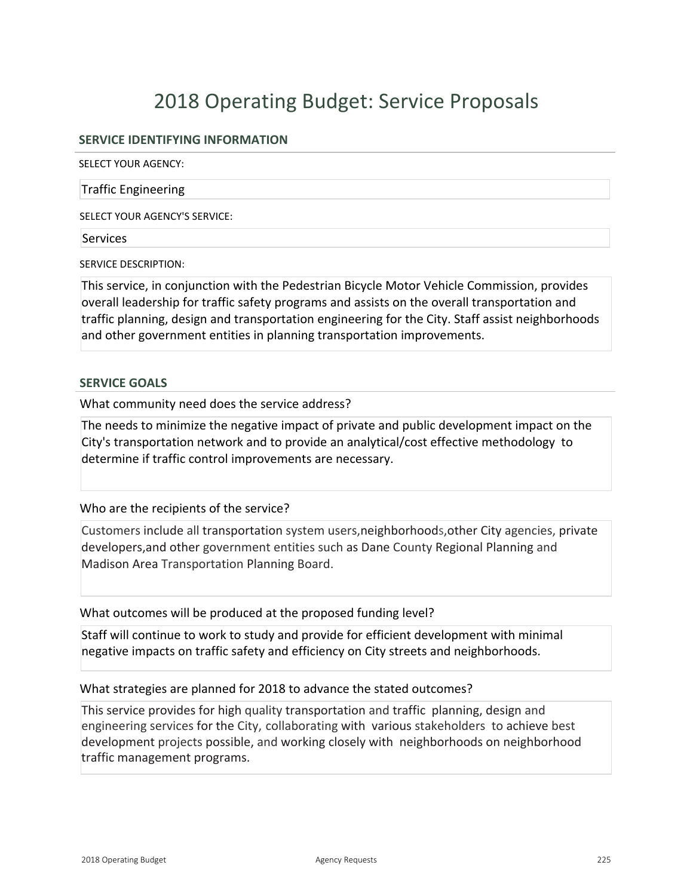# 2018 Operating Budget: Service Proposals

## SERVICE IDENTIFYING INFORMATION

SELECT YOUR AGENCY:

Traffic Engineering

SELECT YOUR AGENCY'S SERVICE:

Services

SERVICE DESCRIPTION:

This service, in conjunction with the Pedestrian Bicycle Motor Vehicle Commission, provides overall leadership for traffic safety programs and assists on the overall transportation and traffic planning, design and transportation engineering for the City. Staff assist neighborhoods and other government entities in planning transportation improvements.

## SERVICE GOALS

What community need does the service address?

The needs to minimize the negative impact of private and public development impact on the City's transportation network and to provide an analytical/cost effective methodology to determine if traffic control improvements are necessary.

Who are the recipients of the service?

Customers include all transportation system users,neighborhoods,other City agencies, private developers,and other government entities such as Dane County Regional Planning and Madison Area Transportation Planning Board.

What outcomes will be produced at the proposed funding level?

Staff will continue to work to study and provide for efficient development with minimal negative impacts on traffic safety and efficiency on City streets and neighborhoods.

What strategies are planned for 2018 to advance the stated outcomes?

This service provides for high quality transportation and traffic planning, design and engineering services for the City, collaborating with various stakeholders to achieve best development projects possible, and working closely with neighborhoods on neighborhood traffic management programs.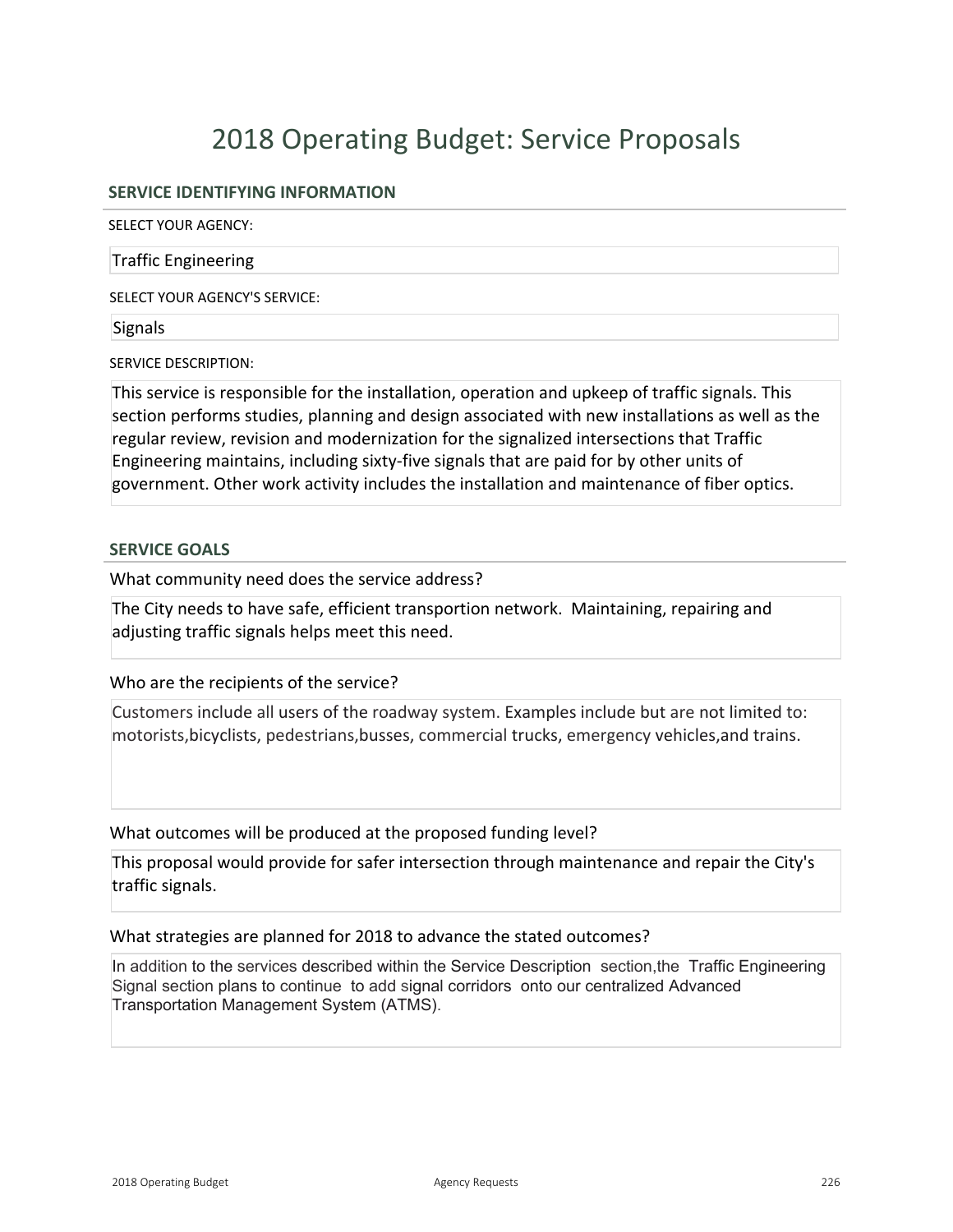# 2018 Operating Budget: Service Proposals

## SERVICE IDENTIFYING INFORMATION

SELECT YOUR AGENCY:

Traffic Engineering

SELECT YOUR AGENCY'S SERVICE:

Signals

SERVICE DESCRIPTION:

This service is responsible for the installation, operation and upkeep of traffic signals. This section performs studies, planning and design associated with new installations as well as the regular review, revision and modernization for the signalized intersections that Traffic Engineering maintains, including sixty-five signals that are paid for by other units of government. Other work activity includes the installation and maintenance of fiber optics.

## SERVICE GOALS

What community need does the service address?

The City needs to have safe, efficient transportion network. Maintaining, repairing and adjusting traffic signals helps meet this need.

Who are the recipients of the service?

Customers include all users of the roadway system. Examples include but are not limited to: motorists,bicyclists, pedestrians,busses, commercial trucks, emergency vehicles,and trains.

What outcomes will be produced at the proposed funding level?

This proposal would provide for safer intersection through maintenance and repair the City's traffic signals.

What strategies are planned for 2018 to advance the stated outcomes?

In addition to the services described within the Service Description section,the Traffic Engineering Signal section plans to continue to add signal corridors onto our centralized Advanced Transportation Management System (ATMS).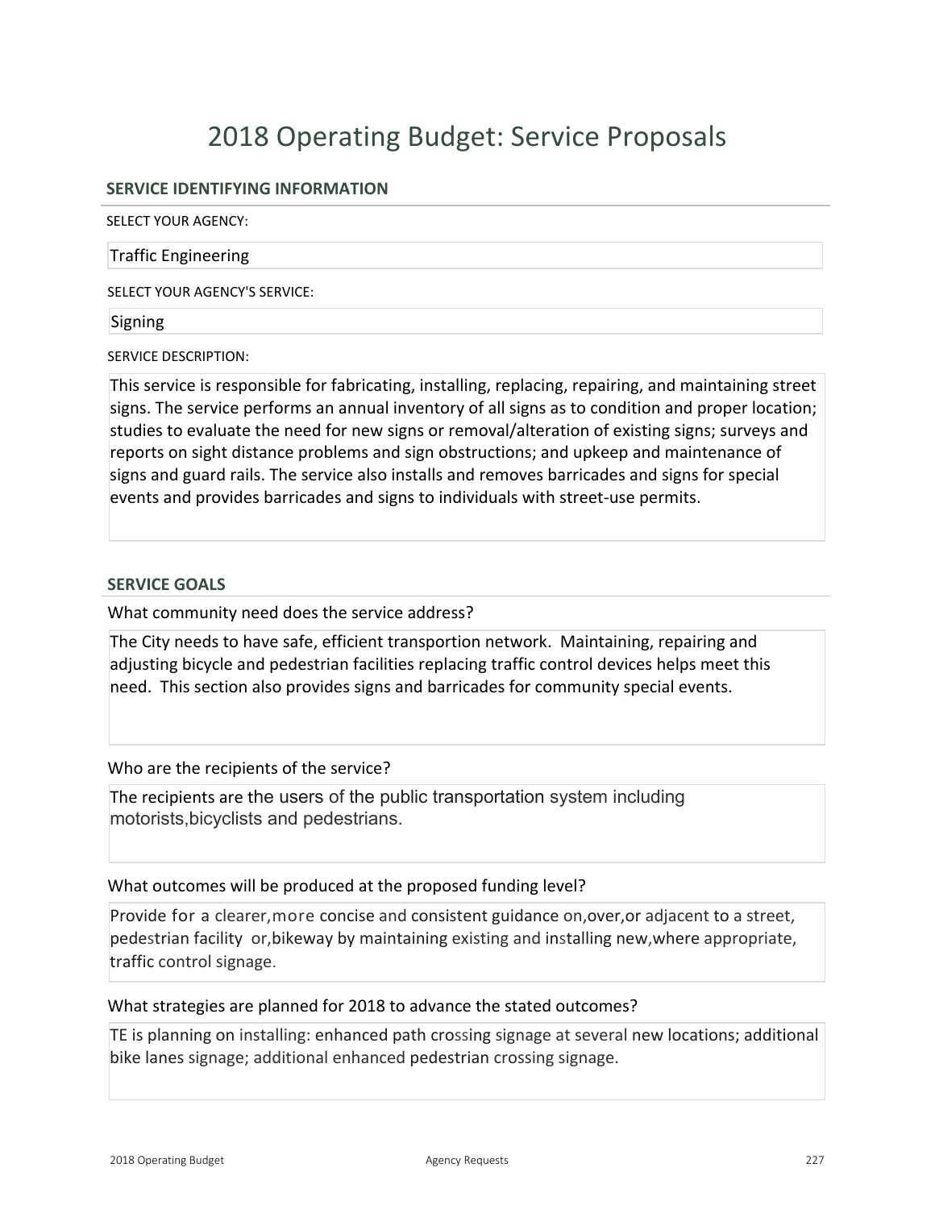# 2018 Operating Budget: Service Proposals

## SERVICE IDENTIFYING INFORMATION

SELECT YOUR AGENCY:

Traffic Engineering

SELECT YOUR AGENCY'S SERVICE:

Signing

SERVICE DESCRIPTION:

This service is responsible for fabricating, installing, replacing, repairing, and maintaining street signs. The service performs an annual inventory of all signs as to condition and proper location; studies to evaluate the need for new signs or removal/alteration of existing signs; surveys and reports on sight distance problems and sign obstructions; and upkeep and maintenance of signs and guard rails. The service also installs and removes barricades and signs for special events and provides barricades and signs to individuals with street-use permits.

## SERVICE GOALS

What community need does the service address?

The City needs to have safe, efficient transportion network. Maintaining, repairing and adjusting bicycle and pedestrian facilities replacing traffic control devices helps meet this need. This section also provides signs and barricades for community special events.

Who are the recipients of the service?

The recipients are the users of the public transportation system including motorists,bicyclists and pedestrians.

What outcomes will be produced at the proposed funding level?

Provide for a clearer,more concise and consistent guidance on,over,or adjacent to a street, pedestrian facility or,bikeway by maintaining existing and installing new,where appropriate, traffic control signage.

What strategies are planned for 2018 to advance the stated outcomes?

TE is planning on installing: enhanced path crossing signage at several new locations; additional bike lanes signage; additional enhanced pedestrian crossing signage.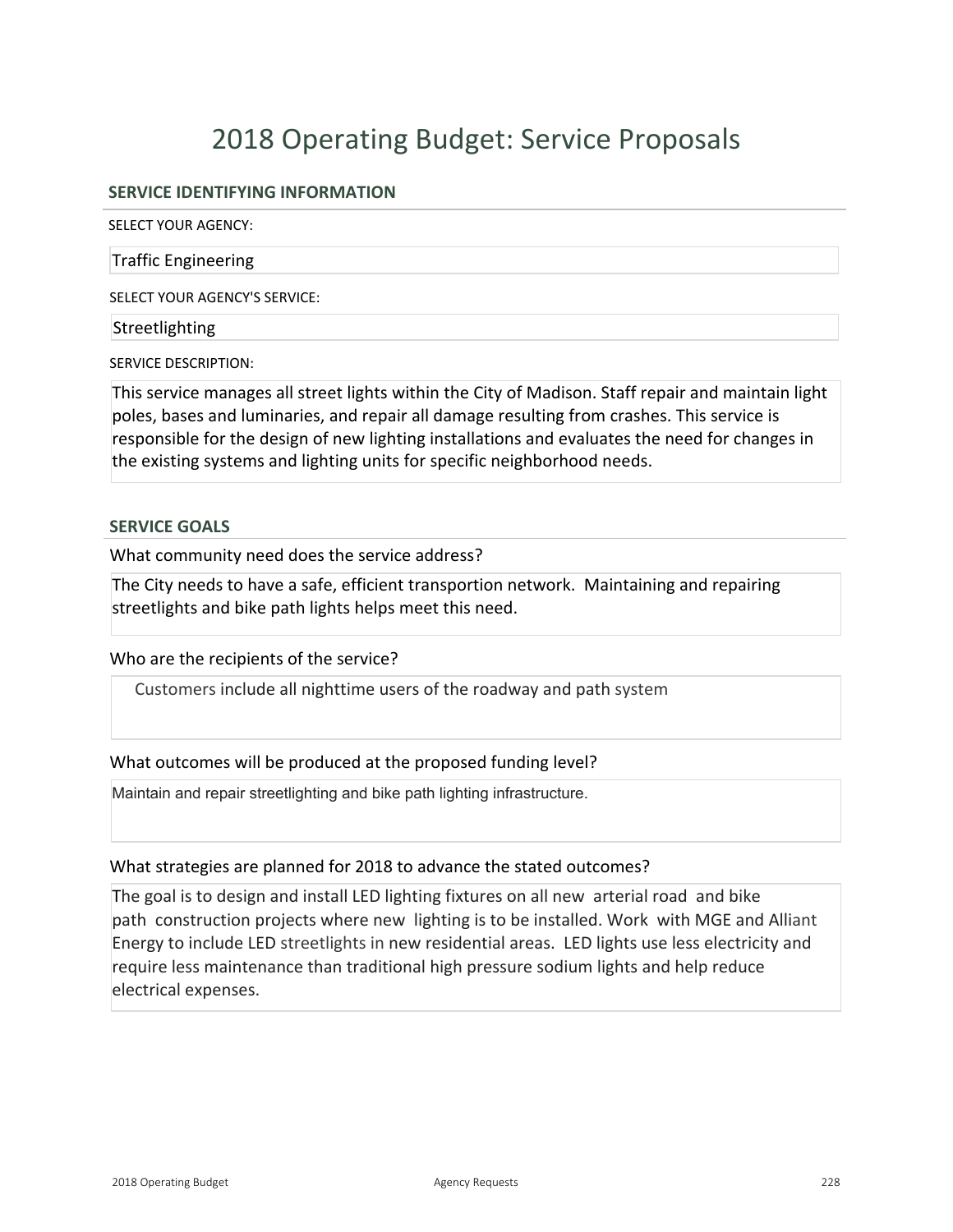# 2018 Operating Budget: Service Proposals

## SERVICE IDENTIFYING INFORMATION

SELECT YOUR AGENCY:

Traffic Engineering

SELECT YOUR AGENCY'S SERVICE:

Streetlighting

SERVICE DESCRIPTION:

This service manages all street lights within the City of Madison. Staff repair and maintain light poles, bases and luminaries, and repair all damage resulting from crashes. This service is responsible for the design of new lighting installations and evaluates the need for changes in the existing systems and lighting units for specific neighborhood needs.

## SERVICE GOALS

What community need does the service address?

The City needs to have a safe, efficient transportion network. Maintaining and repairing streetlights and bike path lights helps meet this need.

Who are the recipients of the service?

Customers include all nighttime users of the roadway and path system

What outcomes will be produced at the proposed funding level?

Maintain and repair streetlighting and bike path lighting infrastructure.

What strategies are planned for 2018 to advance the stated outcomes?

The goal is to design and install LED lighting fixtures on all new arterial road and bike path construction projects where new lighting is to be installed. Work with MGE and Alliant Energy to include LED streetlights in new residential areas. LED lights use less electricity and require less maintenance than traditional high pressure sodium lights and help reduce electrical expenses.